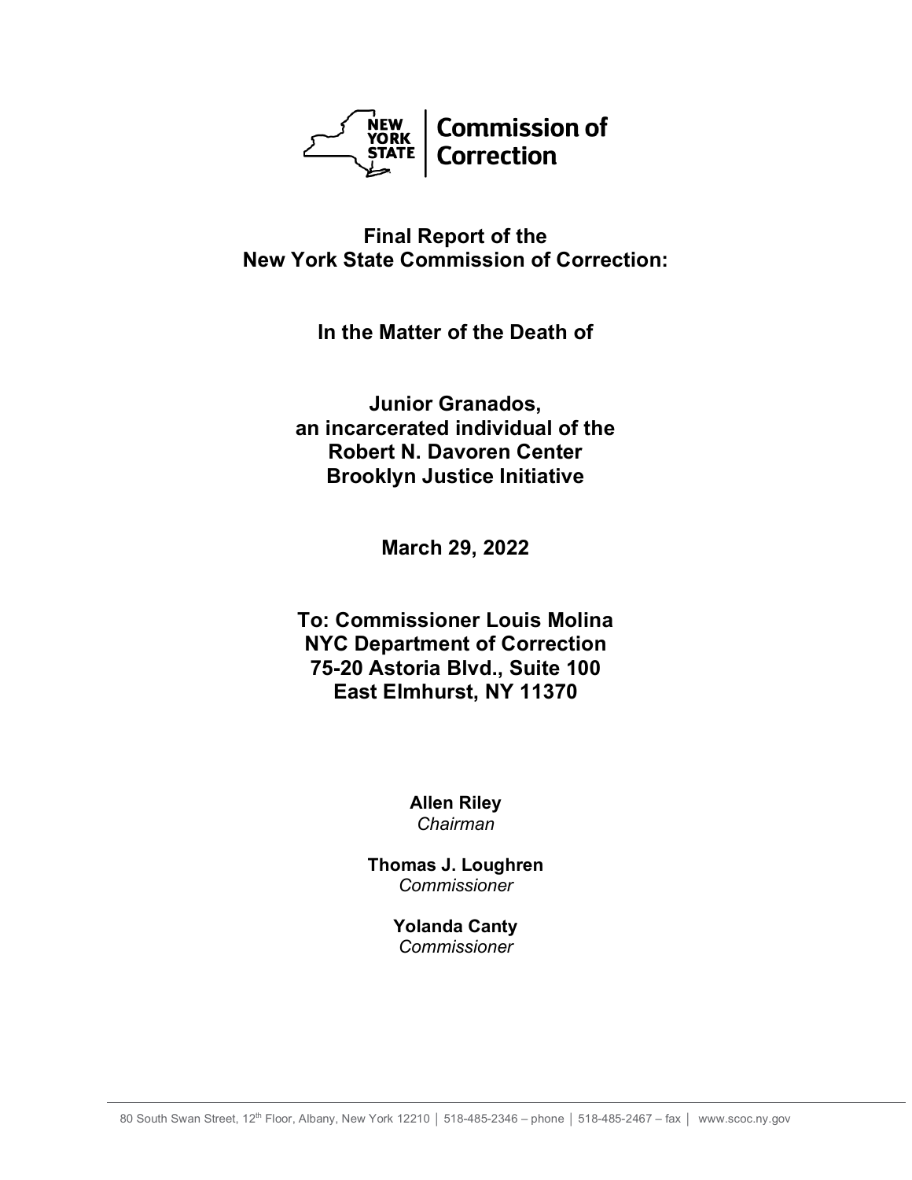NEW YORK STATE | Commission of Correction

# Final Report of the New York State Commission of Correction:

## In the Matter of the Death of

## Junior Granados, an incarcerated individual of the Robert N. Davoren Center Brooklyn Justice Initiative

**March 29, 2022**

**To: Commissioner Louis Molina**
**NYC Department of Correction**
**75-20 Astoria Blvd., Suite 100**
**East Elmhurst, NY 11370**

**Allen Riley**
*Chairman*

**Thomas J. Loughren**
*Commissioner*

**Yolanda Canty**
*Commissioner*

80 South Swan Street, 12th Floor, Albany, New York 12210 │ 518-485-2346 – phone │ 518-485-2467 – fax │ www.scoc.ny.gov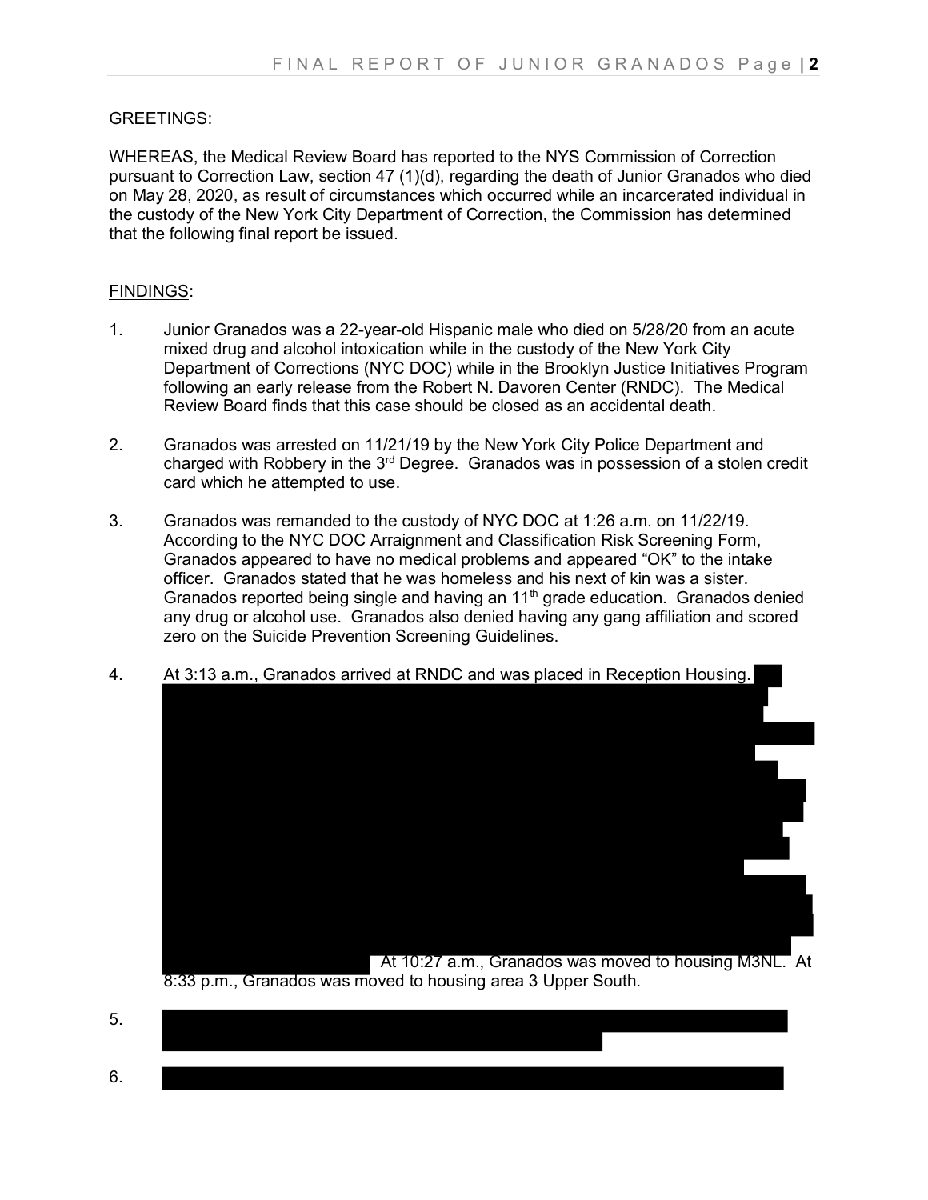GREETINGS:

WHEREAS, the Medical Review Board has reported to the NYS Commission of Correction pursuant to Correction Law, section 47 (1)(d), regarding the death of Junior Granados who died on May 28, 2020, as result of circumstances which occurred while an incarcerated individual in the custody of the New York City Department of Correction, the Commission has determined that the following final report be issued.

FINDINGS:

1. Junior Granados was a 22-year-old Hispanic male who died on 5/28/20 from an acute mixed drug and alcohol intoxication while in the custody of the New York City Department of Corrections (NYC DOC) while in the Brooklyn Justice Initiatives Program following an early release from the Robert N. Davoren Center (RNDC). The Medical Review Board finds that this case should be closed as an accidental death.

2. Granados was arrested on 11/21/19 by the New York City Police Department and charged with Robbery in the 3rd Degree. Granados was in possession of a stolen credit card which he attempted to use.

3. Granados was remanded to the custody of NYC DOC at 1:26 a.m. on 11/22/19. According to the NYC DOC Arraignment and Classification Risk Screening Form, Granados appeared to have no medical problems and appeared "OK" to the intake officer. Granados stated that he was homeless and his next of kin was a sister. Granados reported being single and having an 11th grade education. Granados denied any drug or alcohol use. Granados also denied having any gang affiliation and scored zero on the Suicide Prevention Screening Guidelines.

4. At 3:13 a.m., Granados arrived at RNDC and was placed in Reception Housing. [REDACTED] At 10:27 a.m., Granados was moved to housing M3NL. At 8:33 p.m., Granados was moved to housing area 3 Upper South.

5. [REDACTED]

6. [REDACTED]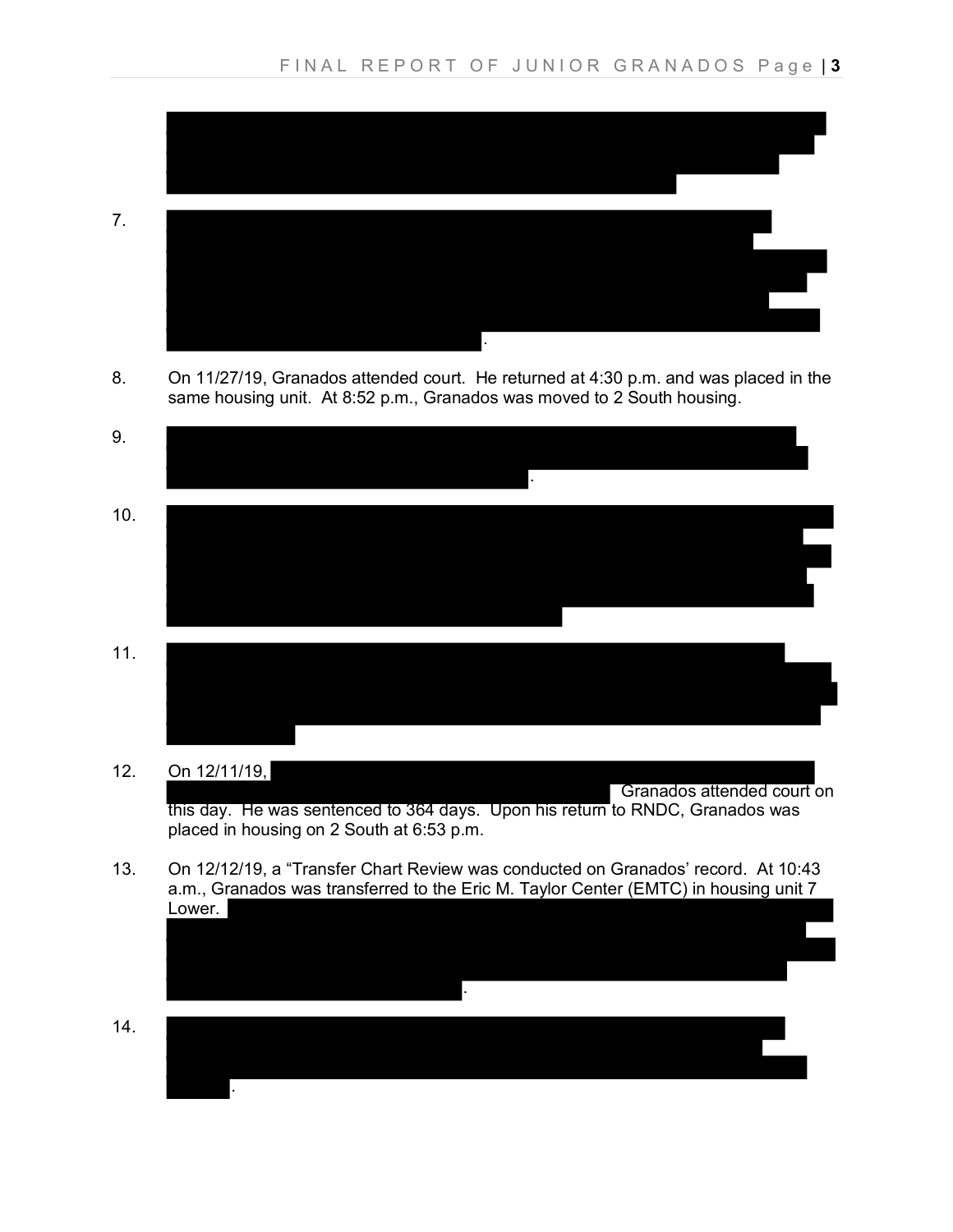7. .

8. On 11/27/19, Granados attended court. He returned at 4:30 p.m. and was placed in the same housing unit. At 8:52 p.m., Granados was moved to 2 South housing.

9. .

10. 

11. 

12. On 12/11/19, Granados attended court on this day. He was sentenced to 364 days. Upon his return to RNDC, Granados was placed in housing on 2 South at 6:53 p.m.

13. On 12/12/19, a "Transfer Chart Review was conducted on Granados' record. At 10:43 a.m., Granados was transferred to the Eric M. Taylor Center (EMTC) in housing unit 7 Lower. .

14. .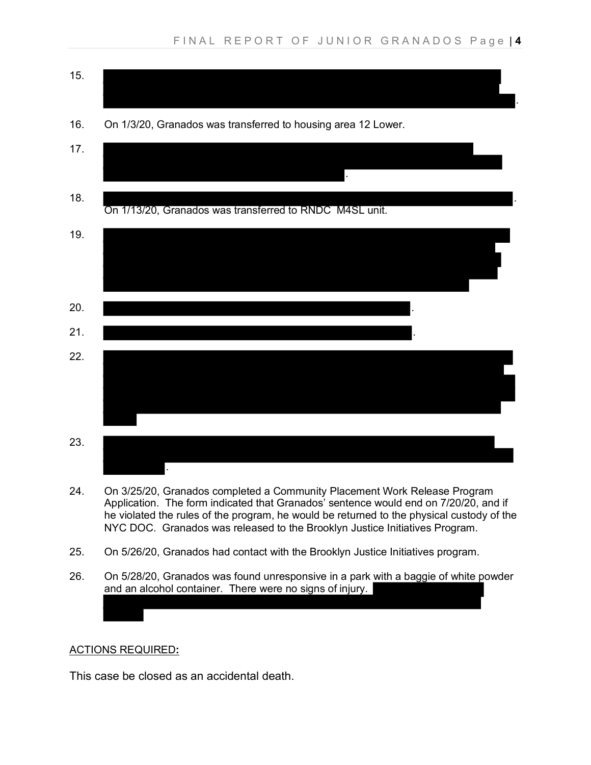15. [REDACTED].

16. On 1/3/20, Granados was transferred to housing area 12 Lower.

17. [REDACTED].

18. [REDACTED]. On 1/13/20, Granados was transferred to RNDC M4SL unit.

19. [REDACTED]

20. [REDACTED].

21. [REDACTED].

22. [REDACTED]

23. [REDACTED].

24. On 3/25/20, Granados completed a Community Placement Work Release Program Application. The form indicated that Granados' sentence would end on 7/20/20, and if he violated the rules of the program, he would be returned to the physical custody of the NYC DOC. Granados was released to the Brooklyn Justice Initiatives Program.

25. On 5/26/20, Granados had contact with the Brooklyn Justice Initiatives program.

26. On 5/28/20, Granados was found unresponsive in a park with a baggie of white powder and an alcohol container. There were no signs of injury. [REDACTED]

ACTIONS REQUIRED:

This case be closed as an accidental death.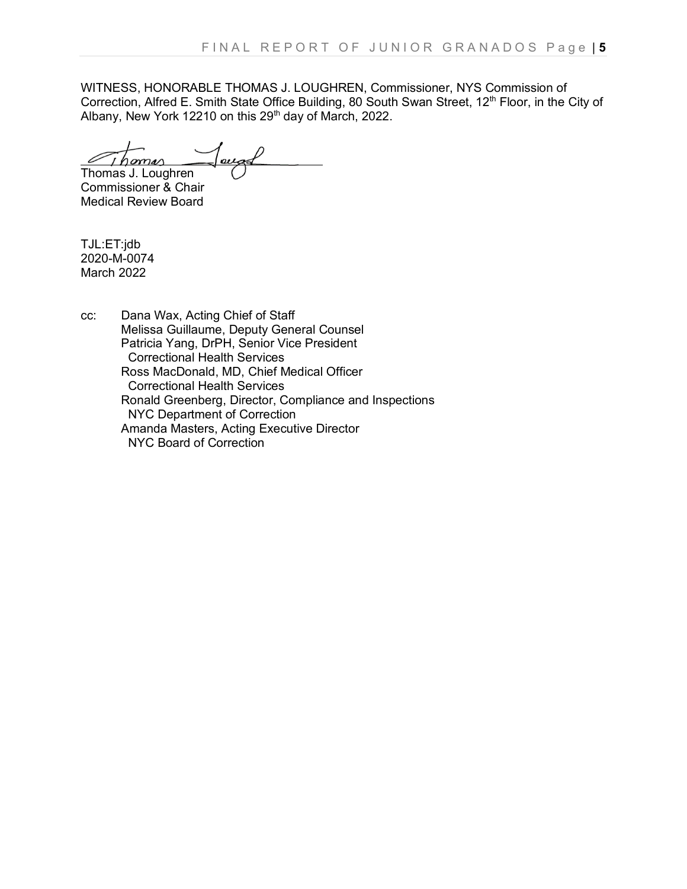WITNESS, HONORABLE THOMAS J. LOUGHREN, Commissioner, NYS Commission of Correction, Alfred E. Smith State Office Building, 80 South Swan Street, 12th Floor, in the City of Albany, New York 12210 on this 29th day of March, 2022.

Thomas J. Loughren
Commissioner & Chair
Medical Review Board

TJL:ET:jdb
2020-M-0074
March 2022

cc: Dana Wax, Acting Chief of Staff
Melissa Guillaume, Deputy General Counsel
Patricia Yang, DrPH, Senior Vice President
Correctional Health Services
Ross MacDonald, MD, Chief Medical Officer
Correctional Health Services
Ronald Greenberg, Director, Compliance and Inspections
NYC Department of Correction
Amanda Masters, Acting Executive Director
NYC Board of Correction